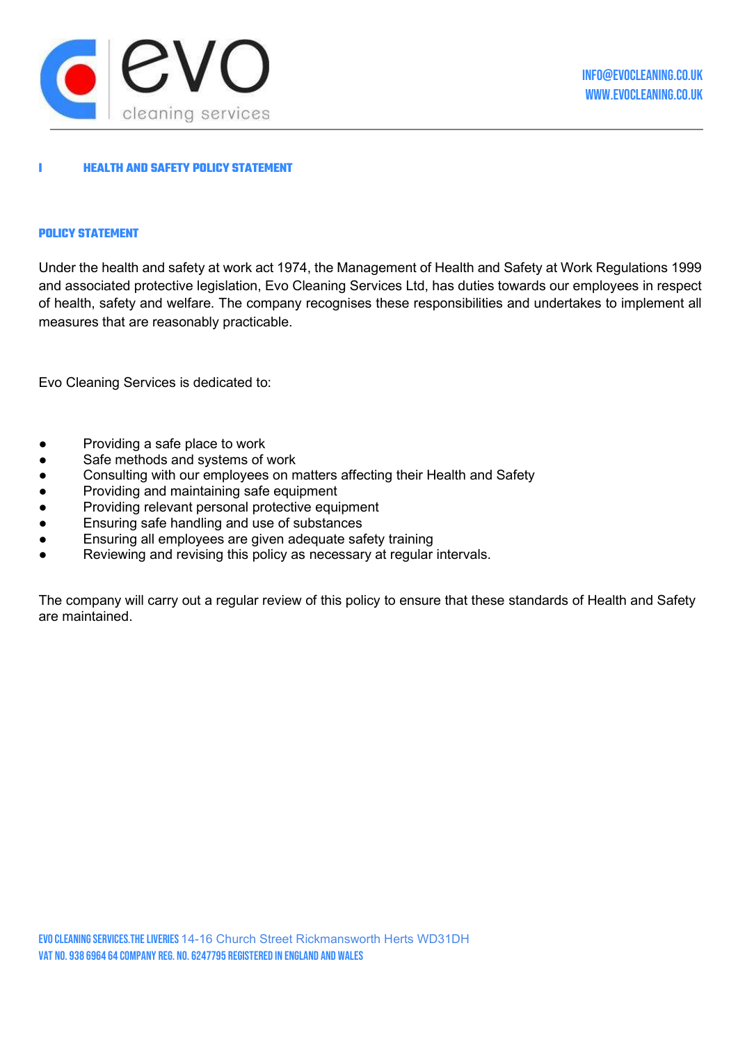# I HEALTH AND SAFETY POLICY STATEMENT

## POLICY STATEMENT

Under the health and safety at work act 1974, the Management of Health and Safety at Work Regulations 1999 and associated protective legislation, Evo Cleaning Services Ltd, has duties towards our employees in respect of health, safety and welfare. The company recognises these responsibilities and undertakes to implement all measures that are reasonably practicable.

Evo Cleaning Services is dedicated to:

- Providing a safe place to work
- Safe methods and systems of work
- Consulting with our employees on matters affecting their Health and Safety
- Providing and maintaining safe equipment
- Providing relevant personal protective equipment
- Ensuring safe handling and use of substances
- Ensuring all employees are given adequate safety training
- Reviewing and revising this policy as necessary at regular intervals.

The company will carry out a regular review of this policy to ensure that these standards of Health and Safety are maintained.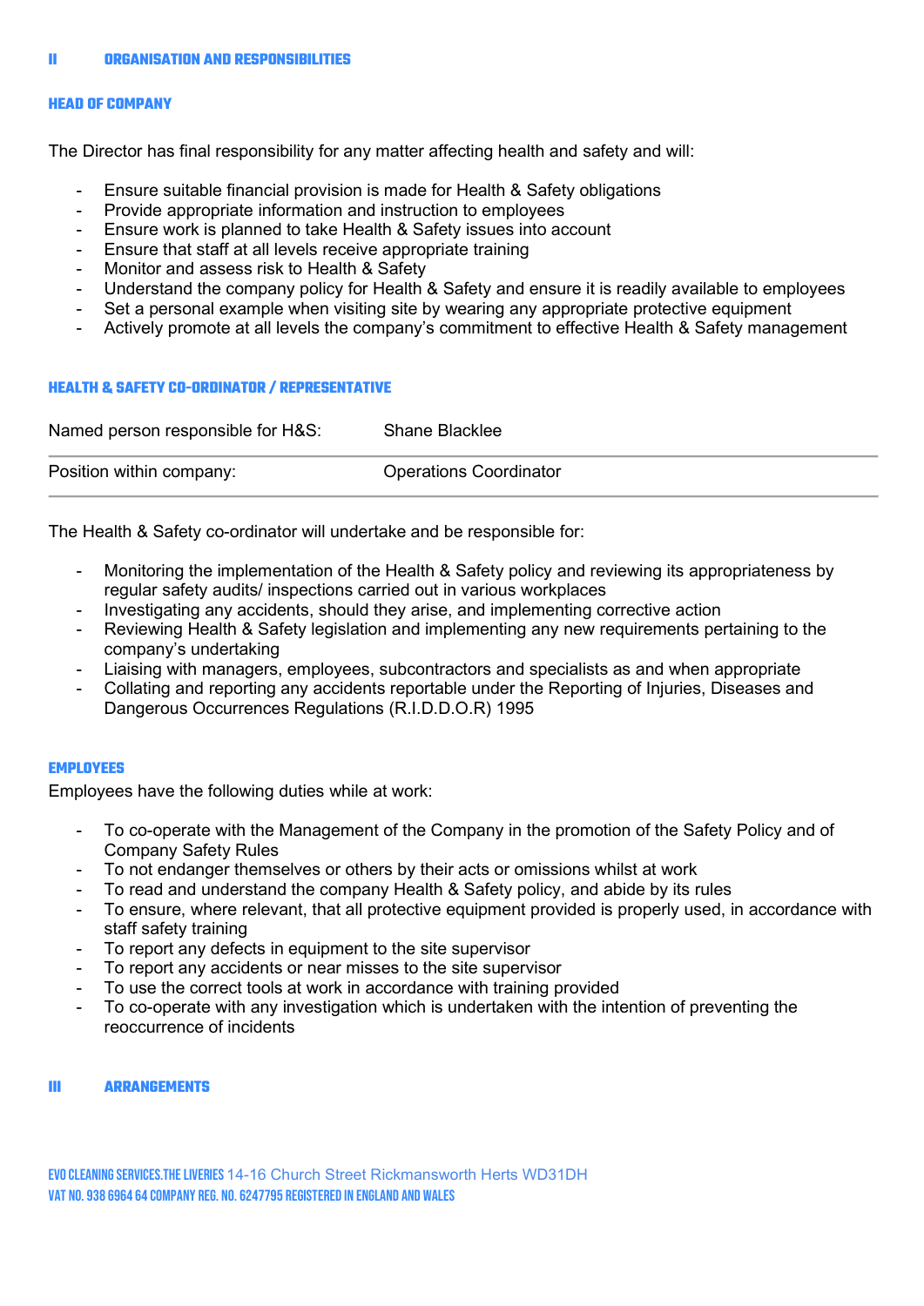## II ORGANISATION AND RESPONSIBILITIES

### HEAD OF COMPANY

The Director has final responsibility for any matter affecting health and safety and will:

- Ensure suitable financial provision is made for Health & Safety obligations
- Provide appropriate information and instruction to employees
- Ensure work is planned to take Health & Safety issues into account
- Ensure that staff at all levels receive appropriate training
- Monitor and assess risk to Health & Safety
- Understand the company policy for Health & Safety and ensure it is readily available to employees
- Set a personal example when visiting site by wearing any appropriate protective equipment
- Actively promote at all levels the company's commitment to effective Health & Safety management

### HEALTH & SAFETY CO-ORDINATOR / REPRESENTATIVE

| | |
|---|---|
| Named person responsible for H&S: | Shane Blacklee |
| Position within company: | Operations Coordinator |

The Health & Safety co-ordinator will undertake and be responsible for:

- Monitoring the implementation of the Health & Safety policy and reviewing its appropriateness by regular safety audits/ inspections carried out in various workplaces
- Investigating any accidents, should they arise, and implementing corrective action
- Reviewing Health & Safety legislation and implementing any new requirements pertaining to the company's undertaking
- Liaising with managers, employees, subcontractors and specialists as and when appropriate
- Collating and reporting any accidents reportable under the Reporting of Injuries, Diseases and Dangerous Occurrences Regulations (R.I.D.D.O.R) 1995

### EMPLOYEES

Employees have the following duties while at work:

- To co-operate with the Management of the Company in the promotion of the Safety Policy and of Company Safety Rules
- To not endanger themselves or others by their acts or omissions whilst at work
- To read and understand the company Health & Safety policy, and abide by its rules
- To ensure, where relevant, that all protective equipment provided is properly used, in accordance with staff safety training
- To report any defects in equipment to the site supervisor
- To report any accidents or near misses to the site supervisor
- To use the correct tools at work in accordance with training provided
- To co-operate with any investigation which is undertaken with the intention of preventing the reoccurrence of incidents

## III ARRANGEMENTS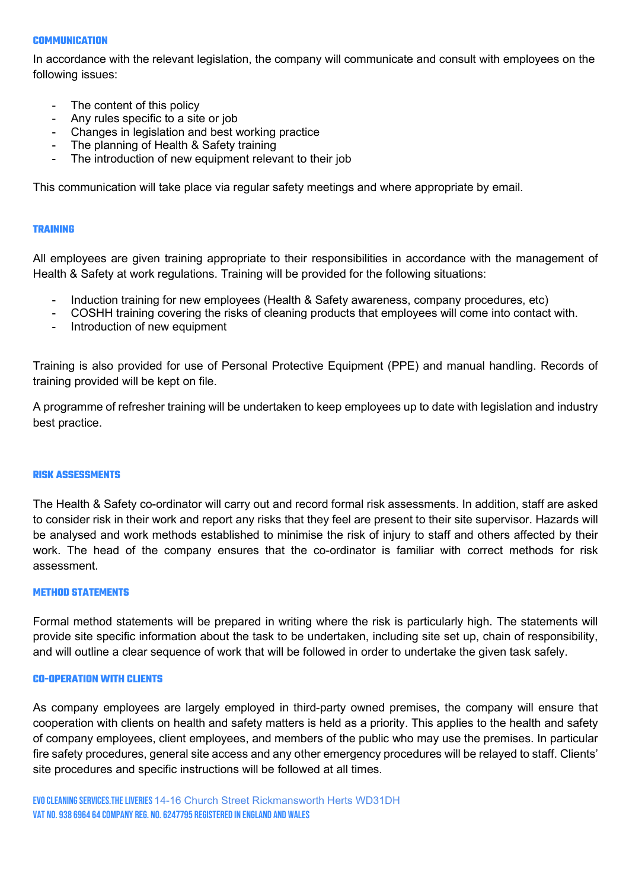## COMMUNICATION

In accordance with the relevant legislation, the company will communicate and consult with employees on the following issues:

- The content of this policy
- Any rules specific to a site or job
- Changes in legislation and best working practice
- The planning of Health & Safety training
- The introduction of new equipment relevant to their job

This communication will take place via regular safety meetings and where appropriate by email.

## TRAINING

All employees are given training appropriate to their responsibilities in accordance with the management of Health & Safety at work regulations. Training will be provided for the following situations:

- Induction training for new employees (Health & Safety awareness, company procedures, etc)
- COSHH training covering the risks of cleaning products that employees will come into contact with.
- Introduction of new equipment

Training is also provided for use of Personal Protective Equipment (PPE) and manual handling. Records of training provided will be kept on file.

A programme of refresher training will be undertaken to keep employees up to date with legislation and industry best practice.

## RISK ASSESSMENTS

The Health & Safety co-ordinator will carry out and record formal risk assessments. In addition, staff are asked to consider risk in their work and report any risks that they feel are present to their site supervisor. Hazards will be analysed and work methods established to minimise the risk of injury to staff and others affected by their work. The head of the company ensures that the co-ordinator is familiar with correct methods for risk assessment.

## METHOD STATEMENTS

Formal method statements will be prepared in writing where the risk is particularly high. The statements will provide site specific information about the task to be undertaken, including site set up, chain of responsibility, and will outline a clear sequence of work that will be followed in order to undertake the given task safely.

## CO-OPERATION WITH CLIENTS

As company employees are largely employed in third-party owned premises, the company will ensure that cooperation with clients on health and safety matters is held as a priority. This applies to the health and safety of company employees, client employees, and members of the public who may use the premises. In particular fire safety procedures, general site access and any other emergency procedures will be relayed to staff. Clients' site procedures and specific instructions will be followed at all times.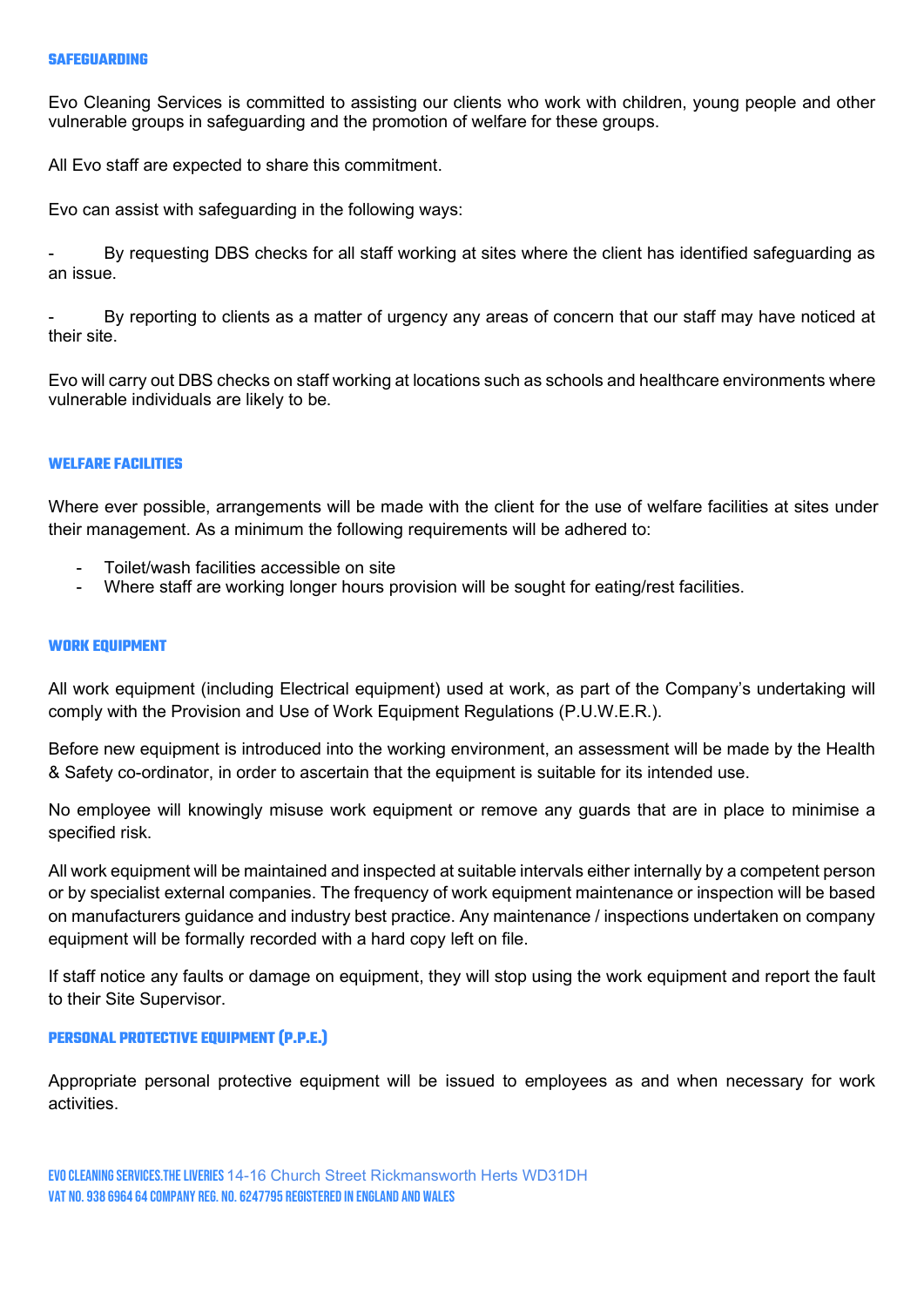## SAFEGUARDING

Evo Cleaning Services is committed to assisting our clients who work with children, young people and other vulnerable groups in safeguarding and the promotion of welfare for these groups.

All Evo staff are expected to share this commitment.

Evo can assist with safeguarding in the following ways:

- By requesting DBS checks for all staff working at sites where the client has identified safeguarding as an issue.

- By reporting to clients as a matter of urgency any areas of concern that our staff may have noticed at their site.

Evo will carry out DBS checks on staff working at locations such as schools and healthcare environments where vulnerable individuals are likely to be.

## WELFARE FACILITIES

Where ever possible, arrangements will be made with the client for the use of welfare facilities at sites under their management. As a minimum the following requirements will be adhered to:

- Toilet/wash facilities accessible on site
- Where staff are working longer hours provision will be sought for eating/rest facilities.

## WORK EQUIPMENT

All work equipment (including Electrical equipment) used at work, as part of the Company's undertaking will comply with the Provision and Use of Work Equipment Regulations (P.U.W.E.R.).

Before new equipment is introduced into the working environment, an assessment will be made by the Health & Safety co-ordinator, in order to ascertain that the equipment is suitable for its intended use.

No employee will knowingly misuse work equipment or remove any guards that are in place to minimise a specified risk.

All work equipment will be maintained and inspected at suitable intervals either internally by a competent person or by specialist external companies. The frequency of work equipment maintenance or inspection will be based on manufacturers guidance and industry best practice. Any maintenance / inspections undertaken on company equipment will be formally recorded with a hard copy left on file.

If staff notice any faults or damage on equipment, they will stop using the work equipment and report the fault to their Site Supervisor.

## PERSONAL PROTECTIVE EQUIPMENT (P.P.E.)

Appropriate personal protective equipment will be issued to employees as and when necessary for work activities.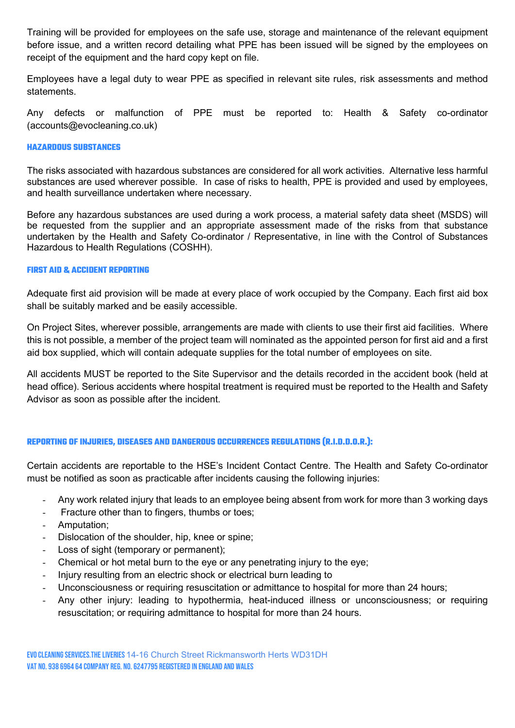Training will be provided for employees on the safe use, storage and maintenance of the relevant equipment before issue, and a written record detailing what PPE has been issued will be signed by the employees on receipt of the equipment and the hard copy kept on file.

Employees have a legal duty to wear PPE as specified in relevant site rules, risk assessments and method statements.

Any defects or malfunction of PPE must be reported to: Health & Safety co-ordinator (accounts@evocleaning.co.uk)

#### HAZARDOUS SUBSTANCES

The risks associated with hazardous substances are considered for all work activities. Alternative less harmful substances are used wherever possible. In case of risks to health, PPE is provided and used by employees, and health surveillance undertaken where necessary.

Before any hazardous substances are used during a work process, a material safety data sheet (MSDS) will be requested from the supplier and an appropriate assessment made of the risks from that substance undertaken by the Health and Safety Co-ordinator / Representative, in line with the Control of Substances Hazardous to Health Regulations (COSHH).

#### FIRST AID & ACCIDENT REPORTING

Adequate first aid provision will be made at every place of work occupied by the Company. Each first aid box shall be suitably marked and be easily accessible.

On Project Sites, wherever possible, arrangements are made with clients to use their first aid facilities. Where this is not possible, a member of the project team will nominated as the appointed person for first aid and a first aid box supplied, which will contain adequate supplies for the total number of employees on site.

All accidents MUST be reported to the Site Supervisor and the details recorded in the accident book (held at head office). Serious accidents where hospital treatment is required must be reported to the Health and Safety Advisor as soon as possible after the incident.

#### REPORTING OF INJURIES, DISEASES AND DANGEROUS OCCURRENCES REGULATIONS (R.I.D.D.O.R.):

Certain accidents are reportable to the HSE's Incident Contact Centre. The Health and Safety Co-ordinator must be notified as soon as practicable after incidents causing the following injuries:

- Any work related injury that leads to an employee being absent from work for more than 3 working days
- Fracture other than to fingers, thumbs or toes;
- Amputation;
- Dislocation of the shoulder, hip, knee or spine;
- Loss of sight (temporary or permanent);
- Chemical or hot metal burn to the eye or any penetrating injury to the eye;
- Injury resulting from an electric shock or electrical burn leading to
- Unconsciousness or requiring resuscitation or admittance to hospital for more than 24 hours;
- Any other injury: leading to hypothermia, heat-induced illness or unconsciousness; or requiring resuscitation; or requiring admittance to hospital for more than 24 hours.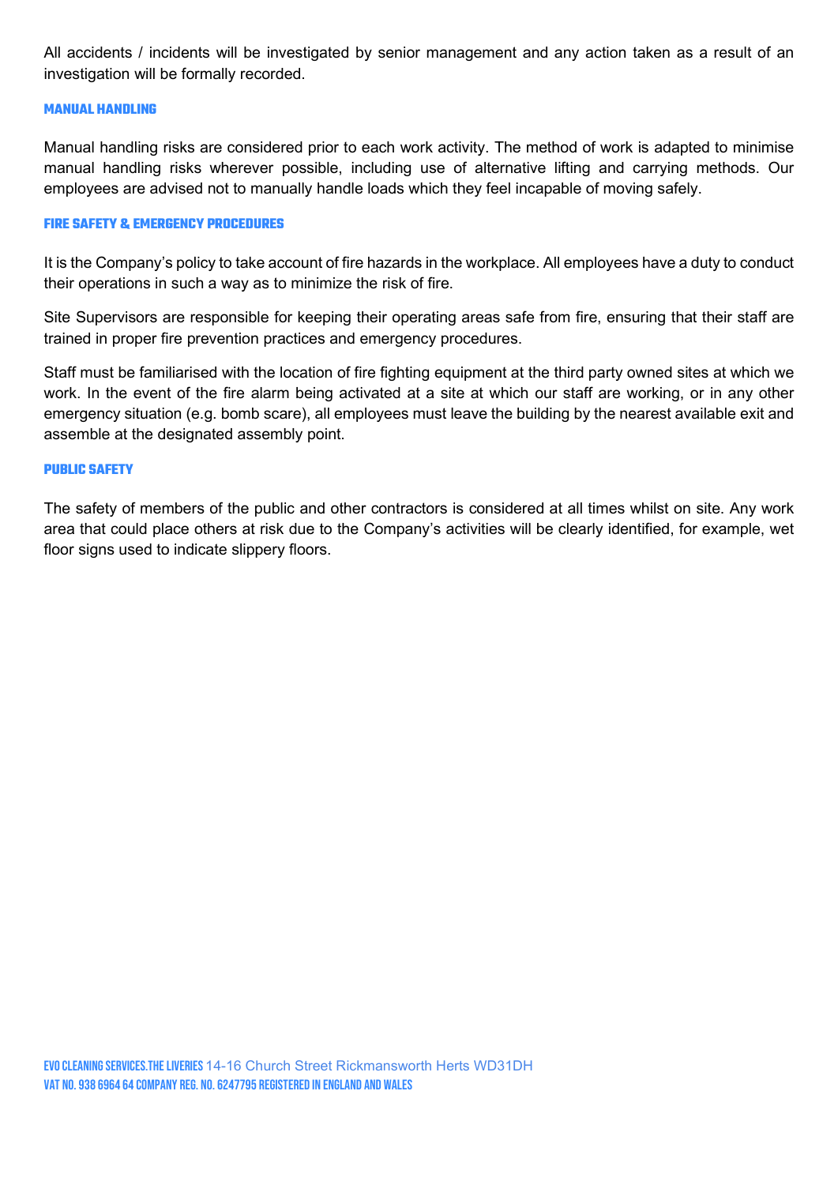All accidents / incidents will be investigated by senior management and any action taken as a result of an investigation will be formally recorded.

### MANUAL HANDLING

Manual handling risks are considered prior to each work activity. The method of work is adapted to minimise manual handling risks wherever possible, including use of alternative lifting and carrying methods. Our employees are advised not to manually handle loads which they feel incapable of moving safely.

### FIRE SAFETY & EMERGENCY PROCEDURES

It is the Company's policy to take account of fire hazards in the workplace. All employees have a duty to conduct their operations in such a way as to minimize the risk of fire.

Site Supervisors are responsible for keeping their operating areas safe from fire, ensuring that their staff are trained in proper fire prevention practices and emergency procedures.

Staff must be familiarised with the location of fire fighting equipment at the third party owned sites at which we work. In the event of the fire alarm being activated at a site at which our staff are working, or in any other emergency situation (e.g. bomb scare), all employees must leave the building by the nearest available exit and assemble at the designated assembly point.

### PUBLIC SAFETY

The safety of members of the public and other contractors is considered at all times whilst on site. Any work area that could place others at risk due to the Company's activities will be clearly identified, for example, wet floor signs used to indicate slippery floors.